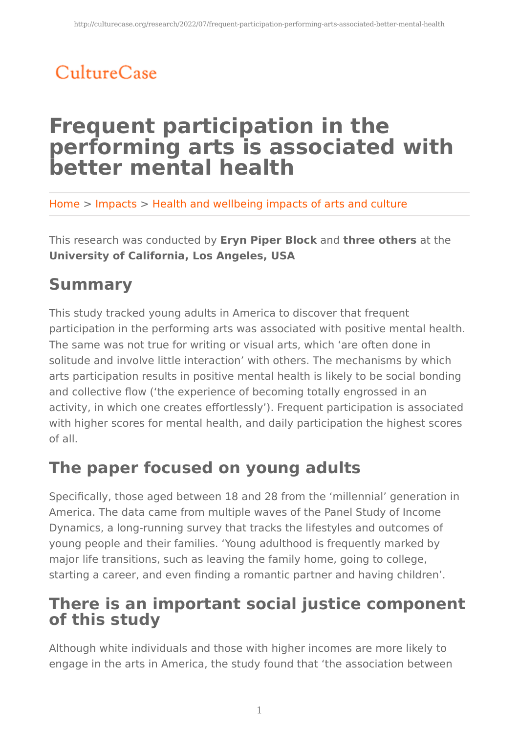CultureCase

# Frequent participation in the performing arts is associated with better mental health

Home > Impacts > Health and wellbeing impacts of arts and culture

This research was conducted by **Eryn Piper Block** and **three others** at the **University of California, Los Angeles, USA**

## Summary

This study tracked young adults in America to discover that frequent participation in the performing arts was associated with positive mental health. The same was not true for writing or visual arts, which 'are often done in solitude and involve little interaction' with others. The mechanisms by which arts participation results in positive mental health is likely to be social bonding and collective flow ('the experience of becoming totally engrossed in an activity, in which one creates effortlessly'). Frequent participation is associated with higher scores for mental health, and daily participation the highest scores of all.

## The paper focused on young adults

Specifically, those aged between 18 and 28 from the 'millennial' generation in America. The data came from multiple waves of the Panel Study of Income Dynamics, a long-running survey that tracks the lifestyles and outcomes of young people and their families. 'Young adulthood is frequently marked by major life transitions, such as leaving the family home, going to college, starting a career, and even finding a romantic partner and having children'.

## There is an important social justice component of this study

Although white individuals and those with higher incomes are more likely to engage in the arts in America, the study found that 'the association between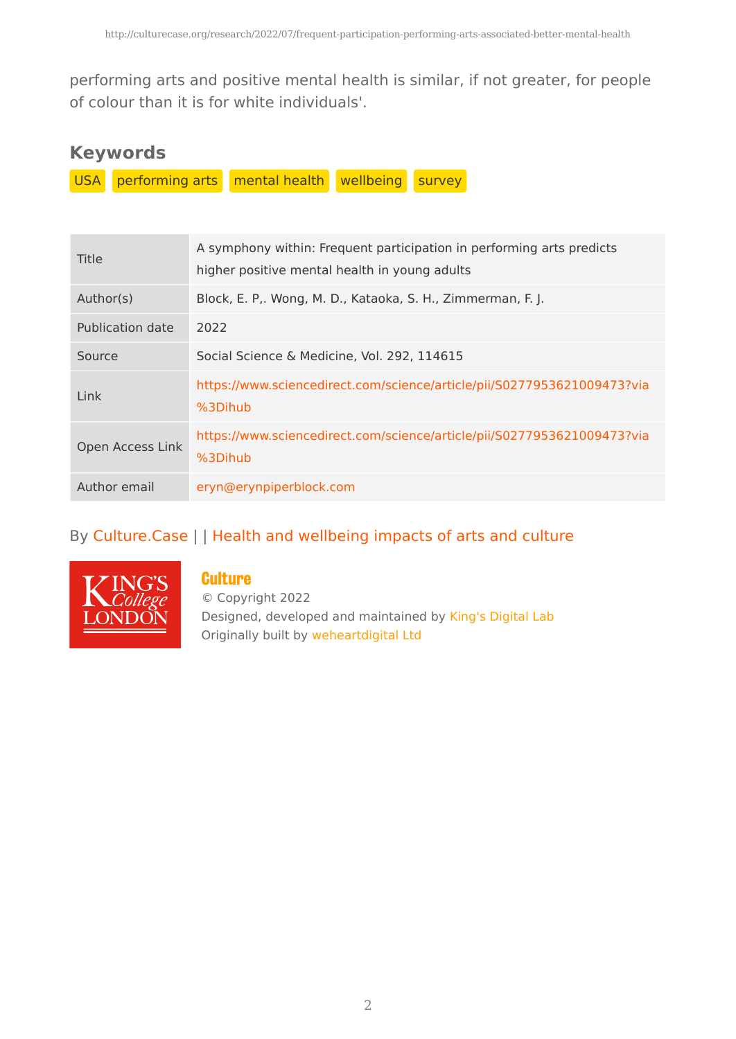performing arts and positive mental health is similar, if not greater, for people of colour than it is for white individuals'.

## Keywords

USA performing arts mental health wellbeing survey

| | |
|---|---|
| Title | A symphony within: Frequent participation in performing arts predicts higher positive mental health in young adults |
| Author(s) | Block, E. P,. Wong, M. D., Kataoka, S. H., Zimmerman, F. J. |
| Publication date | 2022 |
| Source | Social Science & Medicine, Vol. 292, 114615 |
| Link | https://www.sciencedirect.com/science/article/pii/S0277953621009473?via%3Dihub |
| Open Access Link | https://www.sciencedirect.com/science/article/pii/S0277953621009473?via%3Dihub |
| Author email | eryn@erynpiperblock.com |

By Culture.Case | | Health and wellbeing impacts of arts and culture

King's College London

Culture

© Copyright 2022

Designed, developed and maintained by King's Digital Lab

Originally built by weheartdigital Ltd